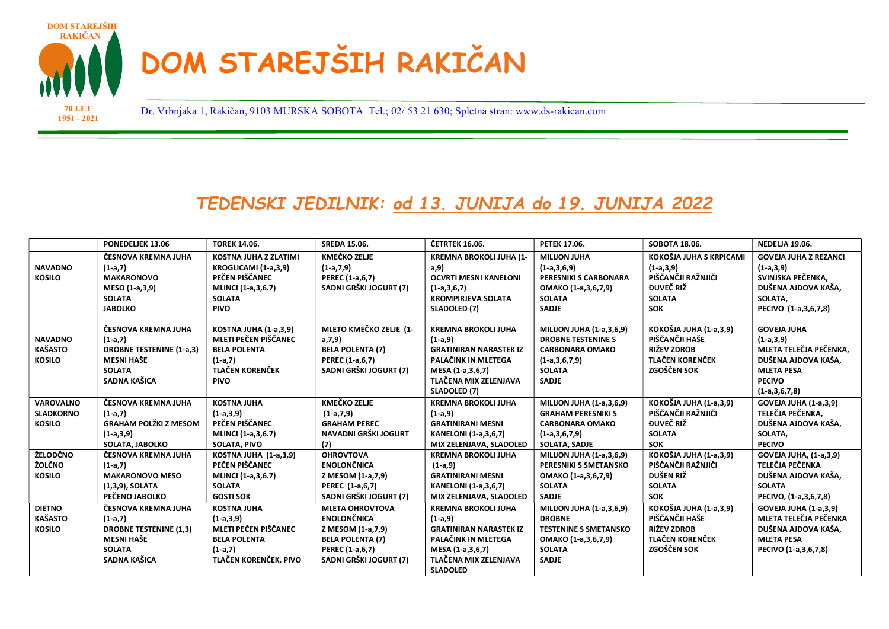# DOM STAREJŠIH RAKIČAN

Dr. Vrbnjaka 1, Rakičan, 9103 MURSKA SOBOTA Tel.; 02/ 53 21 630; Spletna stran: www.ds-rakican.com

## *TEDENSKI JEDILNIK: od 13. JUNIJA do 19. JUNIJA 2022*

| | PONEDELJEK 13.06 | TOREK 14.06. | SREDA 15.06. | ČETRTEK 16.06. | PETEK 17.06. | SOBOTA 18.06. | NEDELJA 19.06. |
|---|---|---|---|---|---|---|---|
| **NAVADNO KOSILO** | ČESNOVA KREMNA JUHA (1-a,7) MAKARONOVO MESO (1-a,3,9) SOLATA JABOLKO | KOSTNA JUHA Z ZLATIMI KROGLICAMI (1-a,3,9) PEČEN PIŠČANEC MLINCI (1-a,3,6.7) SOLATA PIVO | KMEČKO ZELJE (1-a,7,9) PEREC (1-a,6,7) SADNI GRŠKI JOGURT (7) | KREMNA BROKOLI JUHA (1-a,9) OCVRTI MESNI KANELONI (1-a,3,6,7) KROMPIRJEVA SOLATA SLADOLED (7) | MILIJON JUHA (1-a,3,6,9) PERESNIKI S CARBONARA OMAKO (1-a,3,6,7,9) SOLATA SADJE | KOKOŠJA JUHA S KRPICAMI (1-a,3,9) PIŠČANČJI RAŽNJIČI ĐUVEČ RIŽ SOLATA SOK | GOVEJA JUHA Z REZANCI (1-a,3,9) SVINJSKA PEČENKA, DUŠENA AJDOVA KAŠA, SOLATA, PECIVO (1-a,3,6,7,8) |
| **NAVADNO KAŠASTO KOSILO** | ČESNOVA KREMNA JUHA (1-a,7) DROBNE TESTENINE (1-a,3) MESNI HAŠE SOLATA SADNA KAŠICA | KOSTNA JUHA (1-a,3,9) MLETI PEČEN PIŠČANEC BELA POLENTA (1-a,7) TLAČEN KORENČEK PIVO | MLETO KMEČKO ZELJE (1-a,7,9) BELA POLENTA (7) PEREC (1-a,6,7) SADNI GRŠKI JOGURT (7) | KREMNA BROKOLI JUHA (1-a,9) GRATINIRAN NARASTEK IZ PALAČINK IN MLETEGA MESA (1-a,3,6,7) TLAČENA MIX ZELENJAVA SLADOLED (7) | MILIJON JUHA (1-a,3,6,9) DROBNE TESTENINE S CARBONARA OMAKO (1-a,3,6,7,9) SOLATA SADJE | KOKOŠJA JUHA (1-a,3,9) PIŠČANČJI HAŠE RIŽEV ZDROB TLAČEN KORENČEK ZGOŠČEN SOK | GOVEJA JUHA (1-a,3,9) MLETA TELEČJA PEČENKA, DUŠENA AJDOVA KAŠA, MLETA PESA PECIVO (1-a,3,6,7,8) |
| **VAROVALNO SLADKORNO KOSILO** | ČESNOVA KREMNA JUHA (1-a,7) GRAHAM POLŽKI Z MESOM (1-a,3,9) SOLATA, JABOLKO | KOSTNA JUHA (1-a,3,9) PEČEN PIŠČANEC MLINCI (1-a,3,6.7) SOLATA, PIVO | KMEČKO ZELJE (1-a,7,9) GRAHAM PEREC NAVADNI GRŠKI JOGURT (7) | KREMNA BROKOLI JUHA (1-a,9) GRATINIRANI MESNI KANELONI (1-a,3,6,7) MIX ZELENJAVA, SLADOLED | MILIJON JUHA (1-a,3,6,9) GRAHAM PERESNIKI S CARBONARA OMAKO (1-a,3,6,7,9) SOLATA, SADJE | KOKOŠJA JUHA (1-a,3,9) PIŠČANČJI RAŽNJIČI ĐUVEČ RIŽ SOLATA SOK | GOVEJA JUHA (1-a,3,9) TELEČJA PEČENKA, DUŠENA AJDOVA KAŠA, SOLATA, PECIVO |
| **ŽELODČNO ŽOLČNO KOSILO** | ČESNOVA KREMNA JUHA (1-a,7) MAKARONOVO MESO (1,3,9), SOLATA PEČENO JABOLKO | KOSTNA JUHA (1-a,3,9) PEČEN PIŠČANEC MLINCI (1-a,3,6.7) SOLATA GOSTI SOK | OHROVTOVA ENOLONČNICA Z MESOM (1-a,7,9) PEREC (1-a,6,7) SADNI GRŠKI JOGURT (7) | KREMNA BROKOLI JUHA (1-a,9) GRATINIRANI MESNI KANELONI (1-a,3,6,7) MIX ZELENJAVA, SLADOLED | MILIJON JUHA (1-a,3,6,9) PERESNIKI S SMETANSKO OMAKO (1-a,3,6,7,9) SOLATA SADJE | KOKOŠJA JUHA (1-a,3,9) PIŠČANČJI RAŽNJIČI DUŠEN RIŽ SOLATA SOK | GOVEJA JUHA, (1-a,3,9) TELEČJA PEČENKA DUŠENA AJDOVA KAŠA, SOLATA PECIVO, (1-a,3,6,7,8) |
| **DIETNO KAŠASTO KOSILO** | ČESNOVA KREMNA JUHA (1-a,7) DROBNE TESTENINE (1,3) MESNI HAŠE SOLATA SADNA KAŠICA | KOSTNA JUHA (1-a,3,9) MLETI PEČEN PIŠČANEC BELA POLENTA (1-a,7) TLAČEN KORENČEK, PIVO | MLETA OHROVTOVA ENOLONČNICA Z MESOM (1-a,7,9) BELA POLENTA (7) PEREC (1-a,6,7) SADNI GRŠKI JOGURT (7) | KREMNA BROKOLI JUHA (1-a,9) GRATINIRAN NARASTEK IZ PALAČINK IN MLETEGA MESA (1-a,3,6,7) TLAČENA MIX ZELENJAVA SLADOLED | MILIJON JUHA (1-a,3,6,9) DROBNE TESTENINE S SMETANSKO OMAKO (1-a,3,6,7,9) SOLATA SADJE | KOKOŠJA JUHA (1-a,3,9) PIŠČANČJI HAŠE RIŽEV ZDROB TLAČEN KORENČEK ZGOŠČEN SOK | GOVEJA JUHA (1-a,3,9) MLETA TELEČJA PEČENKA DUŠENA AJDOVA KAŠA, MLETA PESA PECIVO (1-a,3,6,7,8) |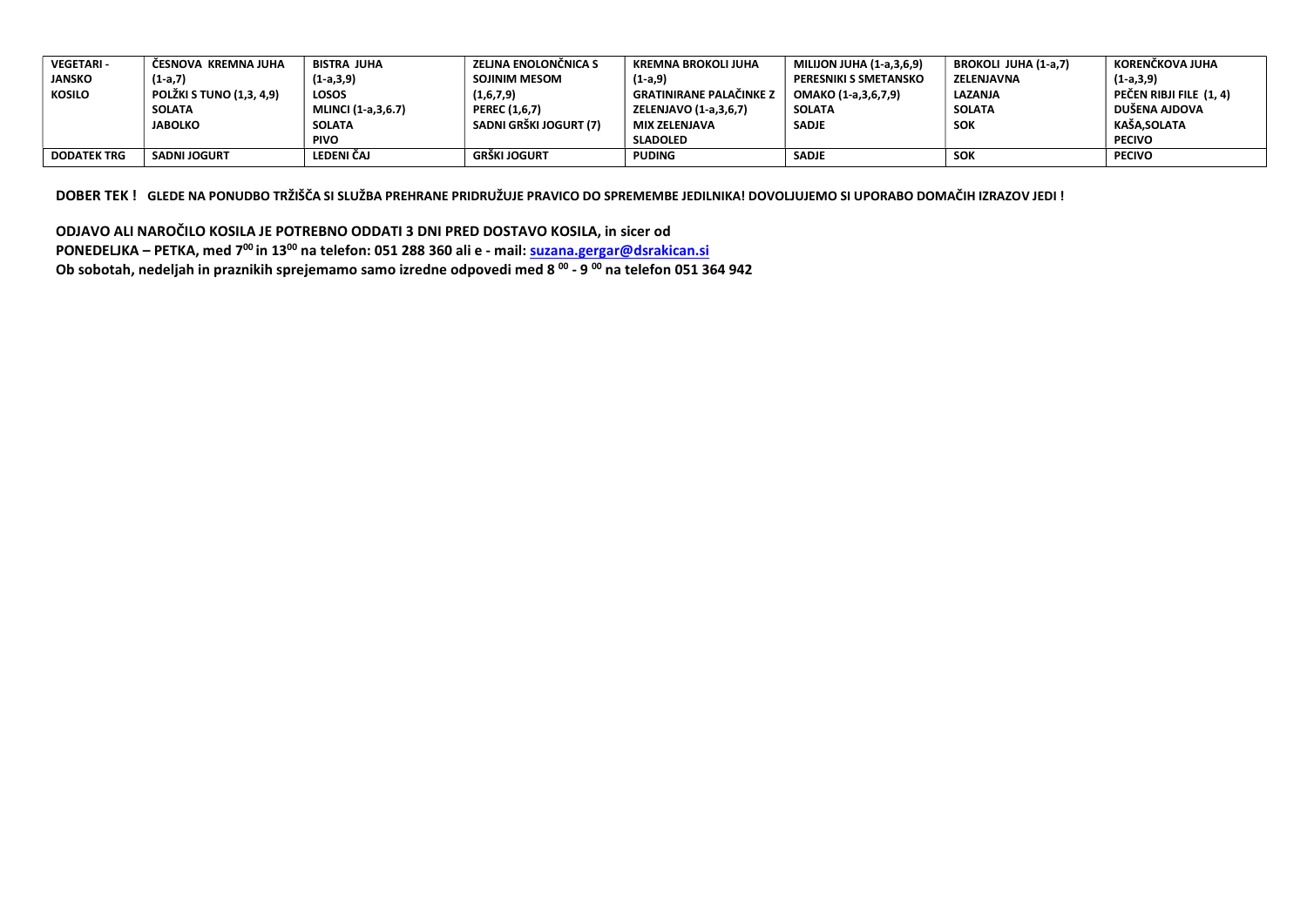| | | | | | | | |
|---|---|---|---|---|---|---|---|
| **VEGETARI - JANSKO KOSILO** | **ČESNOVA KREMNA JUHA (1-a,7)<br>POLŽKI S TUNO (1,3, 4,9)<br>SOLATA<br>JABOLKO** | **BISTRA JUHA (1-a,3,9)<br>LOSOS<br>MLINCI (1-a,3,6.7)<br>SOLATA<br>PIVO** | **ZELJNA ENOLONČNICA S SOJINIM MESOM (1,6,7,9)<br>PEREC (1,6,7)<br>SADNI GRŠKI JOGURT (7)** | **KREMNA BROKOLI JUHA (1-a,9)<br>GRATINIRANE PALAČINKE Z ZELENJAVO (1-a,3,6,7)<br>MIX ZELENJAVA<br>SLADOLED** | **MILIJON JUHA (1-a,3,6,9)<br>PERESNIKI S SMETANSKO OMAKO (1-a,3,6,7,9)<br>SOLATA<br>SADJE** | **BROKOLI JUHA (1-a,7)<br>ZELENJAVNA LAZANJA<br>SOLATA<br>SOK** | **KORENČKOVA JUHA (1-a,3,9)<br>PEČEN RIBJI FILE (1, 4)<br>DUŠENA AJDOVA KAŠA,SOLATA<br>PECIVO** |
| **DODATEK TRG** | **SADNI JOGURT** | **LEDENI ČAJ** | **GRŠKI JOGURT** | **PUDING** | **SADJE** | **SOK** | **PECIVO** |

**DOBER TEK ! GLEDE NA PONUDBO TRŽIŠČA SI SLUŽBA PREHRANE PRIDRUŽUJE PRAVICO DO SPREMEMBE JEDILNIKA! DOVOLJUJEMO SI UPORABO DOMAČIH IZRAZOV JEDI !**

**ODJAVO ALI NAROČILO KOSILA JE POTREBNO ODDATI 3 DNI PRED DOSTAVO KOSILA, in sicer od**
**PONEDELJKA – PETKA, med 7[00] in 13[00] na telefon: 051 288 360 ali e - mail: suzana.gergar@dsrakican.si**
**Ob sobotah, nedeljah in praznikih sprejemamo samo izredne odpovedi med 8 [00] - 9 [00] na telefon 051 364 942**